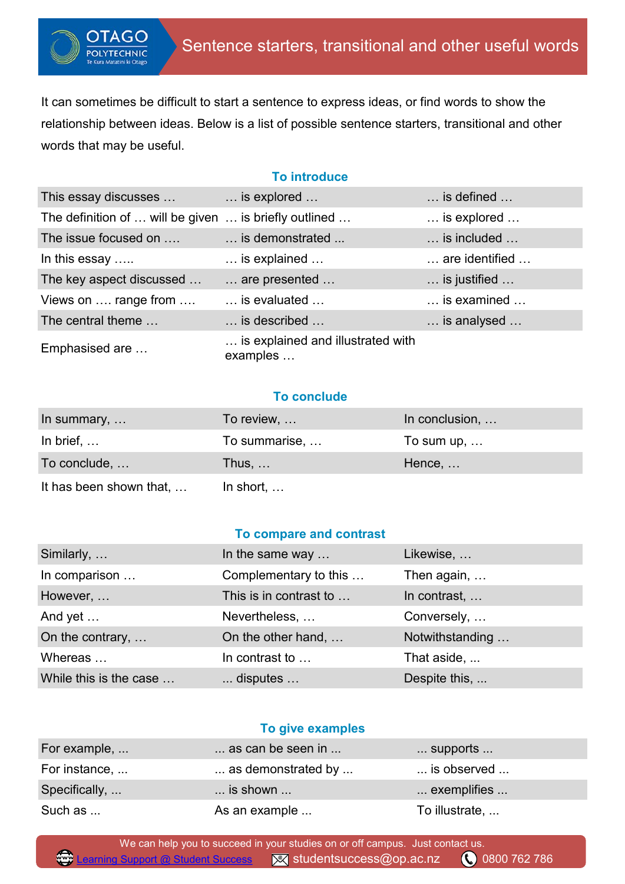# Sentence starters, transitional and other useful words

It can sometimes be difficult to start a sentence to express ideas, or find words to show the relationship between ideas. Below is a list of possible sentence starters, transitional and other words that may be useful.

## To introduce

| | | |
|---|---|---|
| This essay discusses … | … is explored … | … is defined … |
| The definition of … will be given | … is briefly outlined … | … is explored … |
| The issue focused on …. | … is demonstrated ... | … is included … |
| In this essay ….. | … is explained … | … are identified … |
| The key aspect discussed … | … are presented … | … is justified … |
| Views on …. range from …. | … is evaluated … | … is examined … |
| The central theme … | … is described … | … is analysed … |
| Emphasised are … | … is explained and illustrated with examples … | |

## To conclude

| | | |
|---|---|---|
| In summary, … | To review, … | In conclusion, … |
| In brief, … | To summarise, … | To sum up, … |
| To conclude, … | Thus, … | Hence, … |
| It has been shown that, … | In short, … | |

## To compare and contrast

| | | |
|---|---|---|
| Similarly, … | In the same way … | Likewise, … |
| In comparison … | Complementary to this … | Then again, … |
| However, … | This is in contrast to … | In contrast, … |
| And yet … | Nevertheless, … | Conversely, … |
| On the contrary, … | On the other hand, … | Notwithstanding … |
| Whereas … | In contrast to … | That aside, ... |
| While this is the case … | ... disputes … | Despite this, ... |

## To give examples

| | | |
|---|---|---|
| For example, ... | ... as can be seen in ... | ... supports ... |
| For instance, ... | ... as demonstrated by ... | ... is observed ... |
| Specifically, ... | ... is shown ... | ... exemplifies ... |
| Such as ... | As an example ... | To illustrate, ... |

We can help you to succeed in your studies on or off campus. Just contact us.

Learning Support @ Student Success | studentsuccess@op.ac.nz | 0800 762 786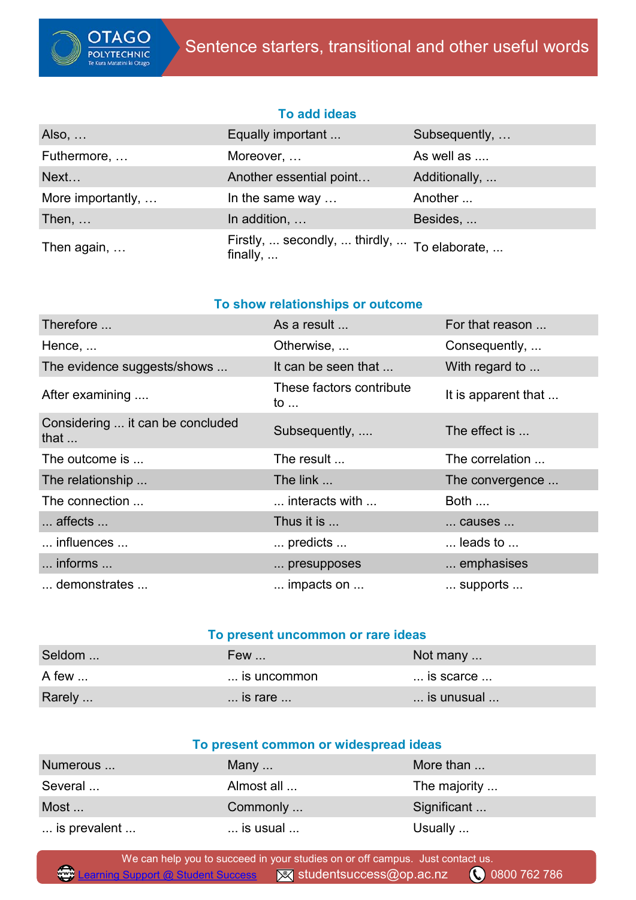# Sentence starters, transitional and other useful words

## To add ideas

| | | |
|---|---|---|
| Also, … | Equally important ... | Subsequently, … |
| Futhermore, … | Moreover, … | As well as .... |
| Next… | Another essential point… | Additionally, ... |
| More importantly, … | In the same way … | Another ... |
| Then, … | In addition, … | Besides, ... |
| Then again, … | Firstly, ... secondly, ... thirdly, ... finally, ... | To elaborate, ... |

## To show relationships or outcome

| | | |
|---|---|---|
| Therefore ... | As a result ... | For that reason ... |
| Hence, ... | Otherwise, ... | Consequently, ... |
| The evidence suggests/shows ... | It can be seen that ... | With regard to ... |
| After examining .... | These factors contribute to ... | It is apparent that ... |
| Considering ... it can be concluded that ... | Subsequently, .... | The effect is ... |
| The outcome is ... | The result ... | The correlation ... |
| The relationship ... | The link ... | The convergence ... |
| The connection ... | ... interacts with ... | Both .... |
| ... affects ... | Thus it is ... | ... causes ... |
| ... influences ... | ... predicts ... | ... leads to ... |
| ... informs ... | ... presupposes | ... emphasises |
| ... demonstrates ... | ... impacts on ... | ... supports ... |

## To present uncommon or rare ideas

| | | |
|---|---|---|
| Seldom ... | Few ... | Not many ... |
| A few ... | ... is uncommon | ... is scarce ... |
| Rarely ... | ... is rare ... | ... is unusual ... |

## To present common or widespread ideas

| | | |
|---|---|---|
| Numerous ... | Many ... | More than ... |
| Several ... | Almost all ... | The majority ... |
| Most ... | Commonly ... | Significant ... |
| ... is prevalent ... | ... is usual ... | Usually ... |

We can help you to succeed in your studies on or off campus. Just contact us.

Learning Support @ Student Success | studentsuccess@op.ac.nz | 0800 762 786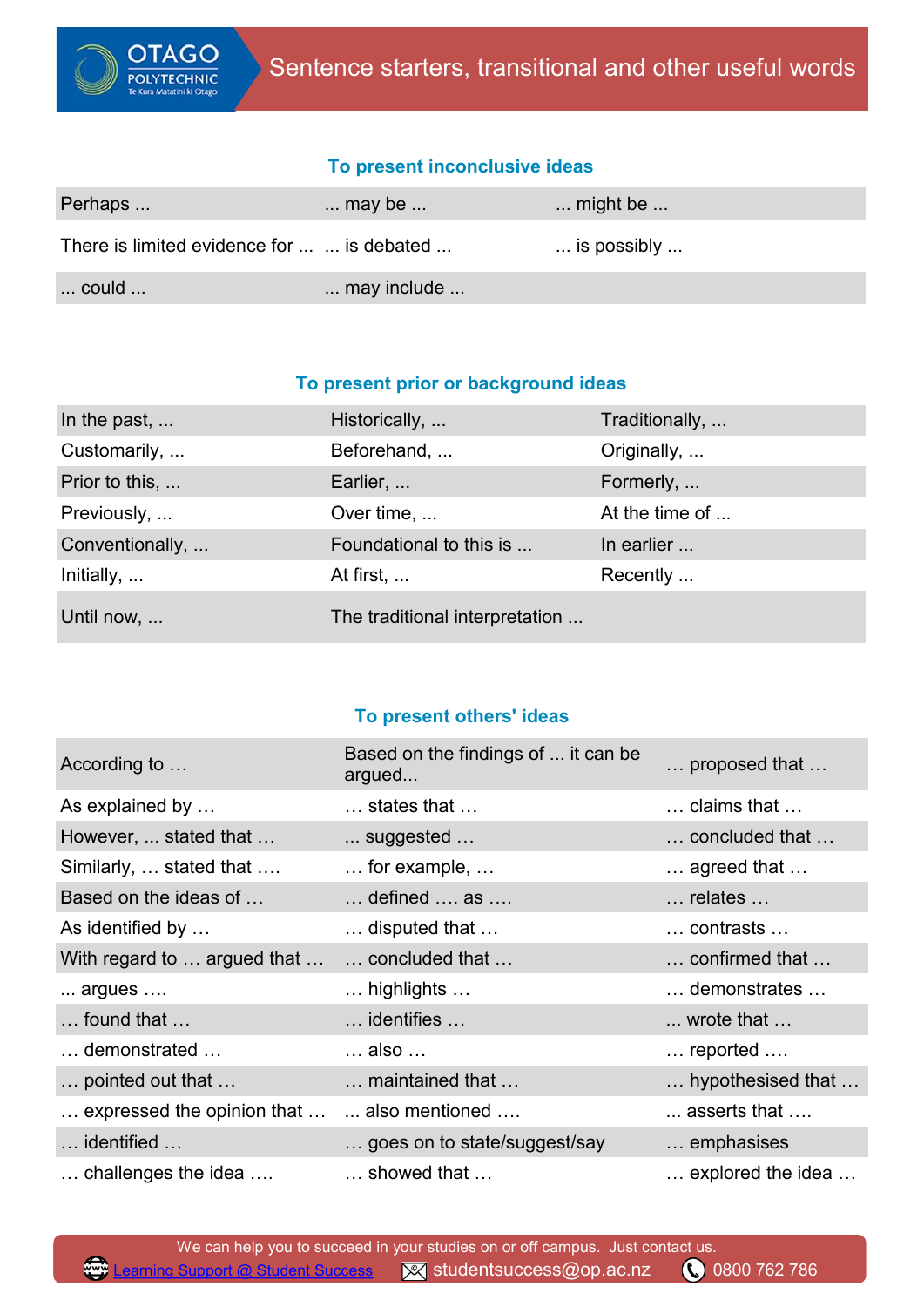# Sentence starters, transitional and other useful words

## To present inconclusive ideas

| | | |
|---|---|---|
| Perhaps ... | ... may be ... | ... might be ... |
| There is limited evidence for ... | ... is debated ... | ... is possibly ... |
| ... could ... | ... may include ... | |

## To present prior or background ideas

| | | |
|---|---|---|
| In the past, ... | Historically, ... | Traditionally, ... |
| Customarily, ... | Beforehand, ... | Originally, ... |
| Prior to this, ... | Earlier, ... | Formerly, ... |
| Previously, ... | Over time, ... | At the time of ... |
| Conventionally, ... | Foundational to this is ... | In earlier ... |
| Initially, ... | At first, ... | Recently ... |
| Until now, ... | The traditional interpretation ... | |

## To present others' ideas

| | | |
|---|---|---|
| According to … | Based on the findings of ... it can be argued... | … proposed that … |
| As explained by … | … states that … | … claims that … |
| However, ... stated that … | ... suggested … | … concluded that … |
| Similarly, … stated that …. | … for example, … | … agreed that … |
| Based on the ideas of … | … defined …. as …. | … relates … |
| As identified by … | … disputed that … | … contrasts … |
| With regard to … argued that … | … concluded that … | … confirmed that … |
| ... argues …. | … highlights … | … demonstrates … |
| … found that … | … identifies … | ... wrote that … |
| … demonstrated … | … also … | … reported …. |
| … pointed out that … | … maintained that … | … hypothesised that … |
| … expressed the opinion that … | ... also mentioned …. | ... asserts that …. |
| … identified … | … goes on to state/suggest/say | … emphasises |
| … challenges the idea …. | … showed that … | … explored the idea … |

We can help you to succeed in your studies on or off campus. Just contact us.
Learning Support @ Student Success | studentsuccess@op.ac.nz | 0800 762 786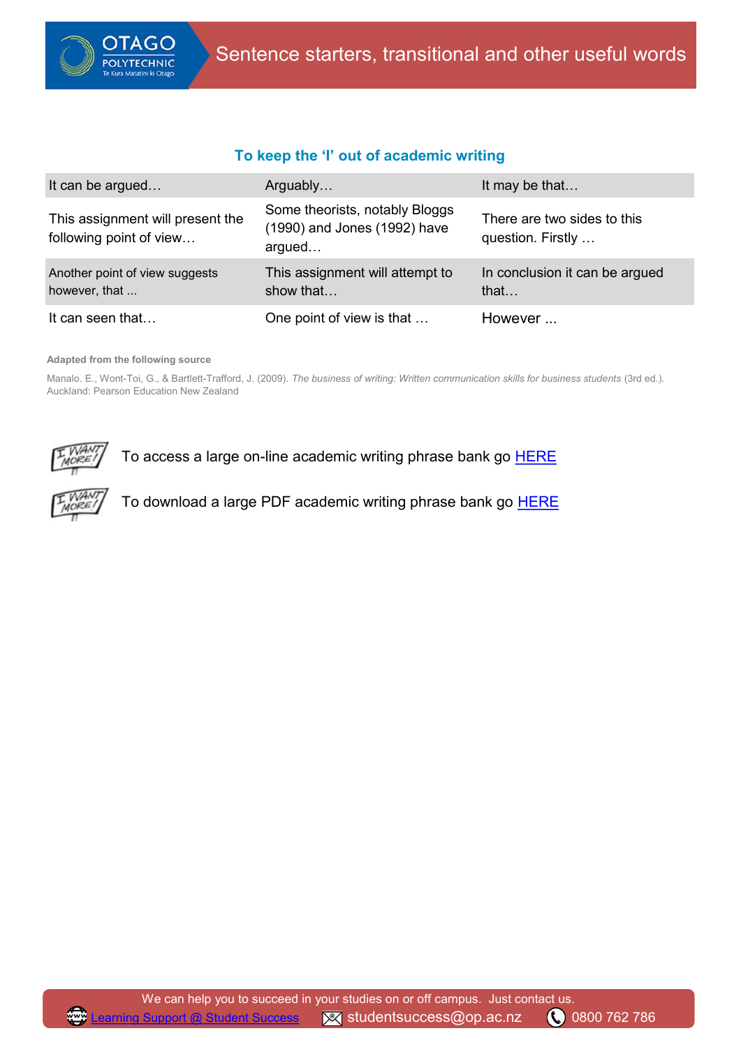## To keep the 'I' out of academic writing

| | | |
|---|---|---|
| It can be argued… | Arguably… | It may be that… |
| This assignment will present the following point of view… | Some theorists, notably Bloggs (1990) and Jones (1992) have argued… | There are two sides to this question. Firstly … |
| Another point of view suggests however, that ... | This assignment will attempt to show that… | In conclusion it can be argued that… |
| It can seen that… | One point of view is that … | However ... |

**Adapted from the following source**

Manalo. E., Wont-Toi, G., & Bartlett-Trafford, J. (2009). *The business of writing: Written communication skills for business students* (3rd ed.). Auckland: Pearson Education New Zealand

To access a large on-line academic writing phrase bank go HERE

To download a large PDF academic writing phrase bank go HERE

We can help you to succeed in your studies on or off campus. Just contact us.

Learning Support @ Student Success studentsuccess@op.ac.nz 0800 762 786